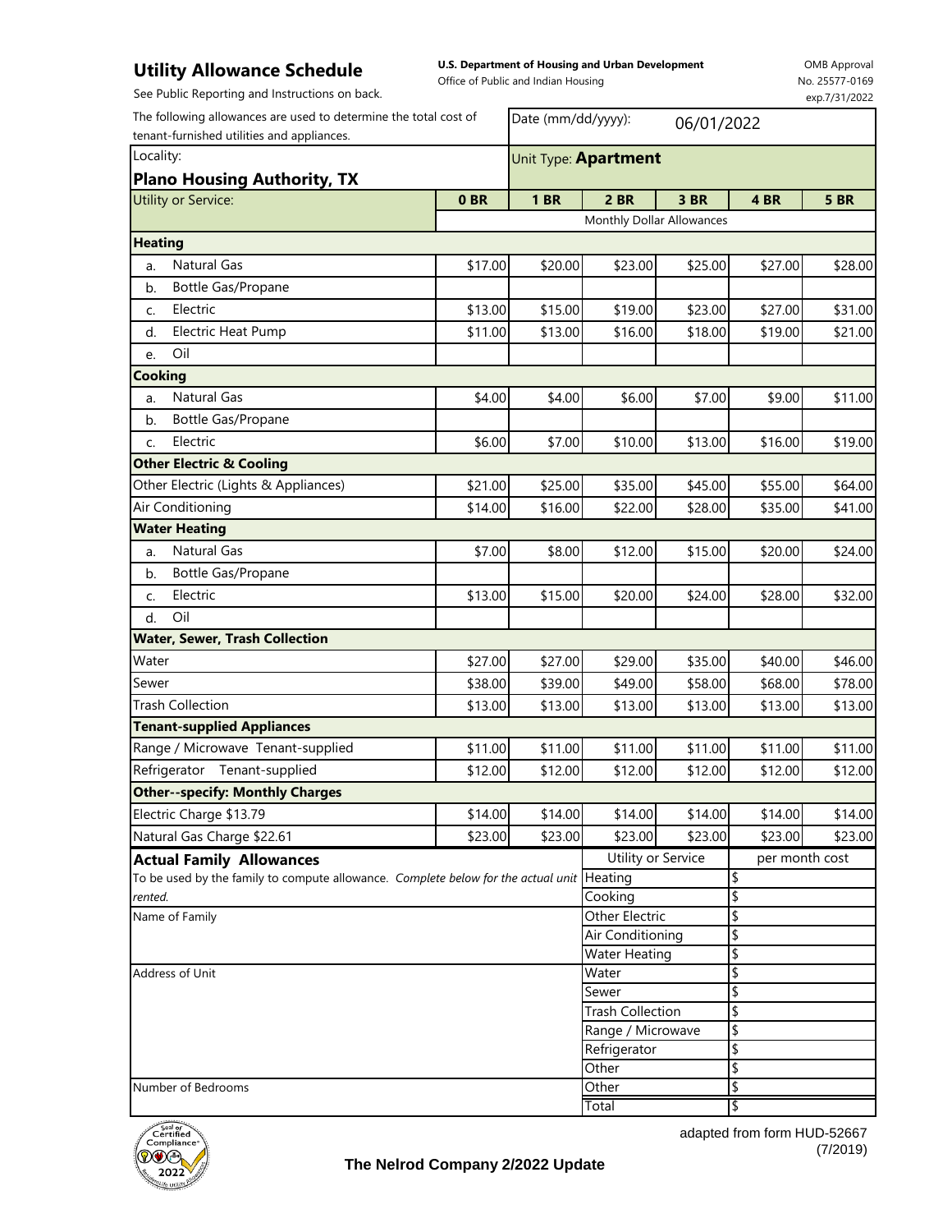# Utility Allowance Schedule

See Public Reporting and Instructions on back.

**U.S. Department of Housing and Urban Development**
Office of Public and Indian Housing

OMB Approval
No. 25577-0169
exp.7/31/2022

The following allowances are used to determine the total cost of tenant-furnished utilities and appliances.

Date (mm/dd/yyyy): 06/01/2022

Locality: **Plano Housing Authority, TX**

Unit Type: **Apartment**

| Utility or Service: | 0 BR | 1 BR | 2 BR | 3 BR | 4 BR | 5 BR |
|---|---|---|---|---|---|---|
| | Monthly Dollar Allowances | | | | | |
| **Heating** | | | | | | |
| a. Natural Gas | $17.00 | $20.00 | $23.00 | $25.00 | $27.00 | $28.00 |
| b. Bottle Gas/Propane | | | | | | |
| c. Electric | $13.00 | $15.00 | $19.00 | $23.00 | $27.00 | $31.00 |
| d. Electric Heat Pump | $11.00 | $13.00 | $16.00 | $18.00 | $19.00 | $21.00 |
| e. Oil | | | | | | |
| **Cooking** | | | | | | |
| a. Natural Gas | $4.00 | $4.00 | $6.00 | $7.00 | $9.00 | $11.00 |
| b. Bottle Gas/Propane | | | | | | |
| c. Electric | $6.00 | $7.00 | $10.00 | $13.00 | $16.00 | $19.00 |
| **Other Electric & Cooling** | | | | | | |
| Other Electric (Lights & Appliances) | $21.00 | $25.00 | $35.00 | $45.00 | $55.00 | $64.00 |
| Air Conditioning | $14.00 | $16.00 | $22.00 | $28.00 | $35.00 | $41.00 |
| **Water Heating** | | | | | | |
| a. Natural Gas | $7.00 | $8.00 | $12.00 | $15.00 | $20.00 | $24.00 |
| b. Bottle Gas/Propane | | | | | | |
| c. Electric | $13.00 | $15.00 | $20.00 | $24.00 | $28.00 | $32.00 |
| d. Oil | | | | | | |
| **Water, Sewer, Trash Collection** | | | | | | |
| Water | $27.00 | $27.00 | $29.00 | $35.00 | $40.00 | $46.00 |
| Sewer | $38.00 | $39.00 | $49.00 | $58.00 | $68.00 | $78.00 |
| Trash Collection | $13.00 | $13.00 | $13.00 | $13.00 | $13.00 | $13.00 |
| **Tenant-supplied Appliances** | | | | | | |
| Range / Microwave Tenant-supplied | $11.00 | $11.00 | $11.00 | $11.00 | $11.00 | $11.00 |
| Refrigerator Tenant-supplied | $12.00 | $12.00 | $12.00 | $12.00 | $12.00 | $12.00 |
| **Other--specify: Monthly Charges** | | | | | | |
| Electric Charge $13.79 | $14.00 | $14.00 | $14.00 | $14.00 | $14.00 | $14.00 |
| Natural Gas Charge $22.61 | $23.00 | $23.00 | $23.00 | $23.00 | $23.00 | $23.00 |

## Actual Family Allowances

To be used by the family to compute allowance. *Complete below for the actual unit rented.*

Name of Family

Address of Unit

Number of Bedrooms

| Utility or Service | per month cost |
|---|---|
| Heating | $ |
| Cooking | $ |
| Other Electric | $ |
| Air Conditioning | $ |
| Water Heating | $ |
| Water | $ |
| Sewer | $ |
| Trash Collection | $ |
| Range / Microwave | $ |
| Refrigerator | $ |
| Other | $ |
| Other | $ |
| Total | $ |

Seal of Certified Compliance 2022

**The Nelrod Company 2/2022 Update**

adapted from form HUD-52667 (7/2019)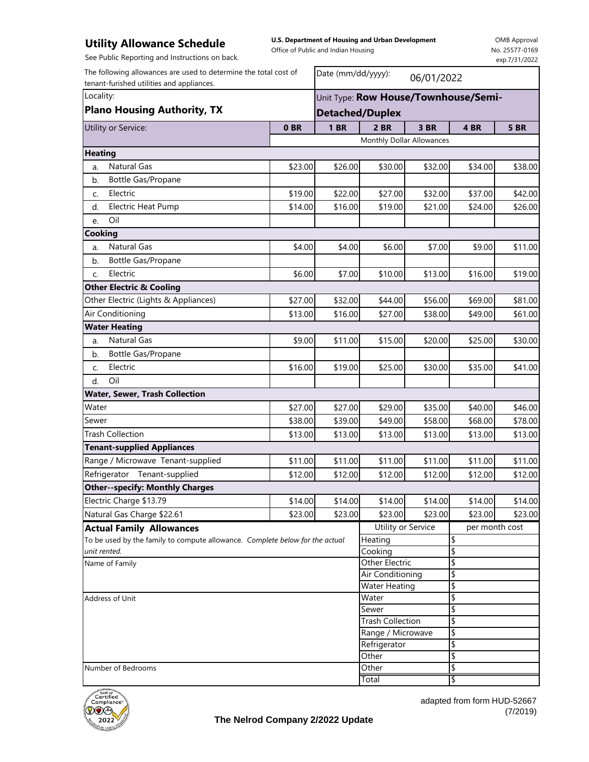# Utility Allowance Schedule

**U.S. Department of Housing and Urban Development**
Office of Public and Indian Housing

OMB Approval No. 25577-0169 exp.7/31/2022

See Public Reporting and Instructions on back.

| The following allowances are used to determine the total cost of tenant-furished utilities and appliances. | Date (mm/dd/yyyy): 06/01/2022 | | | | | |
|---|---|---|---|---|---|---|
| Locality: **Plano Housing Authority, TX** | Unit Type: **Row House/Townhouse/Semi-Detached/Duplex** | | | | | |
| Utility or Service: | **0 BR** | **1 BR** | **2 BR** | **3 BR** | **4 BR** | **5 BR** |
| | Monthly Dollar Allowances | | | | | |
| **Heating** | | | | | | |
| a. Natural Gas | $23.00 | $26.00 | $30.00 | $32.00 | $34.00 | $38.00 |
| b. Bottle Gas/Propane | | | | | | |
| c. Electric | $19.00 | $22.00 | $27.00 | $32.00 | $37.00 | $42.00 |
| d. Electric Heat Pump | $14.00 | $16.00 | $19.00 | $21.00 | $24.00 | $26.00 |
| e. Oil | | | | | | |
| **Cooking** | | | | | | |
| a. Natural Gas | $4.00 | $4.00 | $6.00 | $7.00 | $9.00 | $11.00 |
| b. Bottle Gas/Propane | | | | | | |
| c. Electric | $6.00 | $7.00 | $10.00 | $13.00 | $16.00 | $19.00 |
| **Other Electric & Cooling** | | | | | | |
| Other Electric (Lights & Appliances) | $27.00 | $32.00 | $44.00 | $56.00 | $69.00 | $81.00 |
| Air Conditioning | $13.00 | $16.00 | $27.00 | $38.00 | $49.00 | $61.00 |
| **Water Heating** | | | | | | |
| a. Natural Gas | $9.00 | $11.00 | $15.00 | $20.00 | $25.00 | $30.00 |
| b. Bottle Gas/Propane | | | | | | |
| c. Electric | $16.00 | $19.00 | $25.00 | $30.00 | $35.00 | $41.00 |
| d. Oil | | | | | | |
| **Water, Sewer, Trash Collection** | | | | | | |
| Water | $27.00 | $27.00 | $29.00 | $35.00 | $40.00 | $46.00 |
| Sewer | $38.00 | $39.00 | $49.00 | $58.00 | $68.00 | $78.00 |
| Trash Collection | $13.00 | $13.00 | $13.00 | $13.00 | $13.00 | $13.00 |
| **Tenant-supplied Appliances** | | | | | | |
| Range / Microwave Tenant-supplied | $11.00 | $11.00 | $11.00 | $11.00 | $11.00 | $11.00 |
| Refrigerator Tenant-supplied | $12.00 | $12.00 | $12.00 | $12.00 | $12.00 | $12.00 |
| **Other--specify: Monthly Charges** | | | | | | |
| Electric Charge $13.79 | $14.00 | $14.00 | $14.00 | $14.00 | $14.00 | $14.00 |
| Natural Gas Charge $22.61 | $23.00 | $23.00 | $23.00 | $23.00 | $23.00 | $23.00 |

## Actual Family Allowances

To be used by the family to compute allowance. *Complete below for the actual unit rented.*

Name of Family

Address of Unit

Number of Bedrooms

| Utility or Service | per month cost |
|---|---|
| Heating | $ |
| Cooking | $ |
| Other Electric | $ |
| Air Conditioning | $ |
| Water Heating | $ |
| Water | $ |
| Sewer | $ |
| Trash Collection | $ |
| Range / Microwave | $ |
| Refrigerator | $ |
| Other | $ |
| Other | $ |
| Total | $ |

**The Nelrod Company 2/2022 Update**

adapted from form HUD-52667 (7/2019)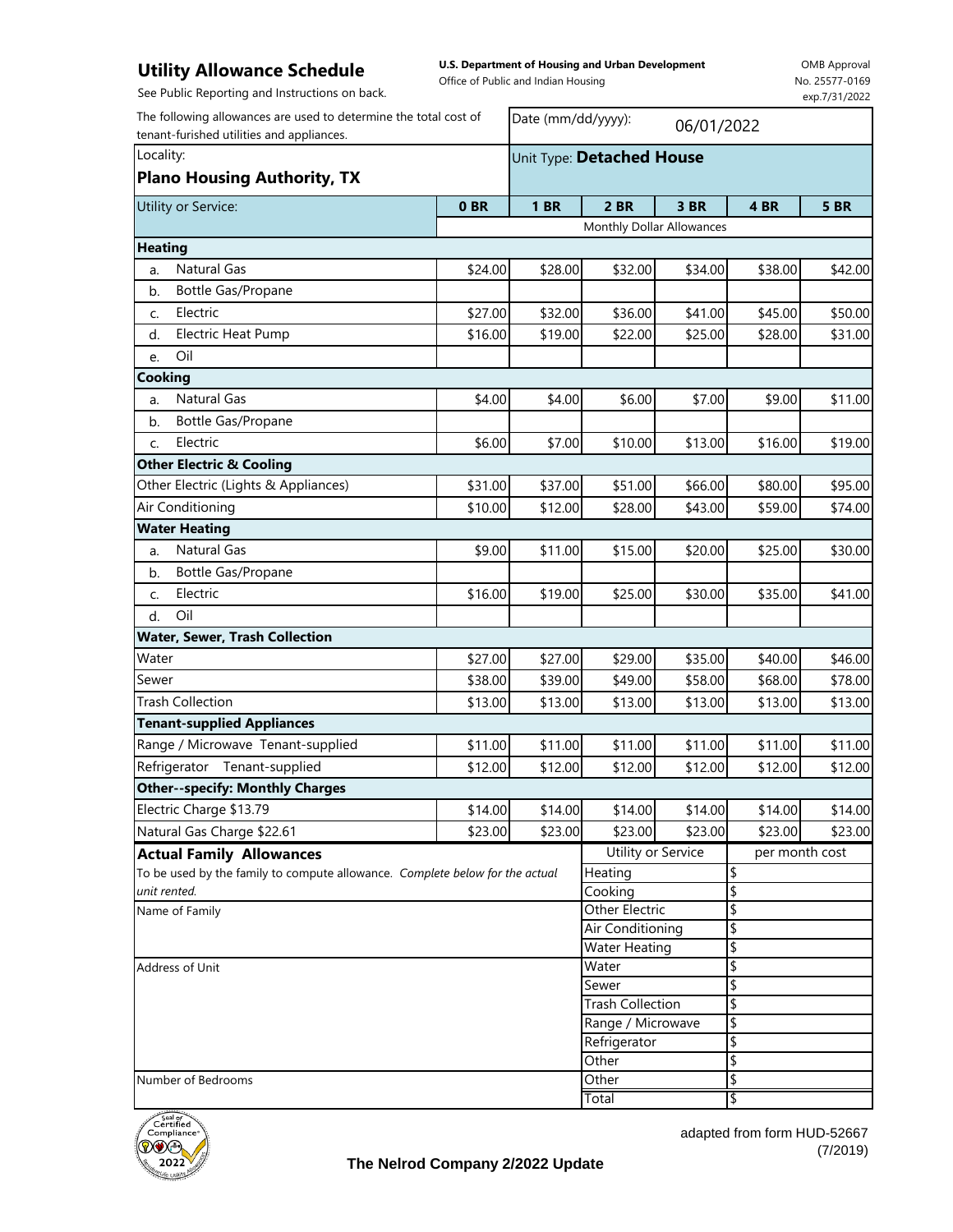# Utility Allowance Schedule

See Public Reporting and Instructions on back.

**U.S. Department of Housing and Urban Development**
Office of Public and Indian Housing

OMB Approval
No. 25577-0169
exp.7/31/2022

The following allowances are used to determine the total cost of tenant-furished utilities and appliances.

Date (mm/dd/yyyy): 06/01/2022

Locality: **Plano Housing Authority, TX**

Unit Type: **Detached House**

| Utility or Service: | 0 BR | 1 BR | 2 BR | 3 BR | 4 BR | 5 BR |
|---|---|---|---|---|---|---|
| | Monthly Dollar Allowances | | | | | |
| **Heating** | | | | | | |
| a. Natural Gas | $24.00 | $28.00 | $32.00 | $34.00 | $38.00 | $42.00 |
| b. Bottle Gas/Propane | | | | | | |
| c. Electric | $27.00 | $32.00 | $36.00 | $41.00 | $45.00 | $50.00 |
| d. Electric Heat Pump | $16.00 | $19.00 | $22.00 | $25.00 | $28.00 | $31.00 |
| e. Oil | | | | | | |
| **Cooking** | | | | | | |
| a. Natural Gas | $4.00 | $4.00 | $6.00 | $7.00 | $9.00 | $11.00 |
| b. Bottle Gas/Propane | | | | | | |
| c. Electric | $6.00 | $7.00 | $10.00 | $13.00 | $16.00 | $19.00 |
| **Other Electric & Cooling** | | | | | | |
| Other Electric (Lights & Appliances) | $31.00 | $37.00 | $51.00 | $66.00 | $80.00 | $95.00 |
| Air Conditioning | $10.00 | $12.00 | $28.00 | $43.00 | $59.00 | $74.00 |
| **Water Heating** | | | | | | |
| a. Natural Gas | $9.00 | $11.00 | $15.00 | $20.00 | $25.00 | $30.00 |
| b. Bottle Gas/Propane | | | | | | |
| c. Electric | $16.00 | $19.00 | $25.00 | $30.00 | $35.00 | $41.00 |
| d. Oil | | | | | | |
| **Water, Sewer, Trash Collection** | | | | | | |
| Water | $27.00 | $27.00 | $29.00 | $35.00 | $40.00 | $46.00 |
| Sewer | $38.00 | $39.00 | $49.00 | $58.00 | $68.00 | $78.00 |
| Trash Collection | $13.00 | $13.00 | $13.00 | $13.00 | $13.00 | $13.00 |
| **Tenant-supplied Appliances** | | | | | | |
| Range / Microwave Tenant-supplied | $11.00 | $11.00 | $11.00 | $11.00 | $11.00 | $11.00 |
| Refrigerator Tenant-supplied | $12.00 | $12.00 | $12.00 | $12.00 | $12.00 | $12.00 |
| **Other--specify: Monthly Charges** | | | | | | |
| Electric Charge $13.79 | $14.00 | $14.00 | $14.00 | $14.00 | $14.00 | $14.00 |
| Natural Gas Charge $22.61 | $23.00 | $23.00 | $23.00 | $23.00 | $23.00 | $23.00 |

**Actual Family Allowances**

To be used by the family to compute allowance. *Complete below for the actual unit rented.*

Name of Family

Address of Unit

Number of Bedrooms

| Utility or Service | per month cost |
|---|---|
| Heating | $ |
| Cooking | $ |
| Other Electric | $ |
| Air Conditioning | $ |
| Water Heating | $ |
| Water | $ |
| Sewer | $ |
| Trash Collection | $ |
| Range / Microwave | $ |
| Refrigerator | $ |
| Other | $ |
| Other | $ |
| Total | $ |

Seal of Certified Compliance 2022

The Nelrod Company 2/2022 Update

adapted from form HUD-52667 (7/2019)